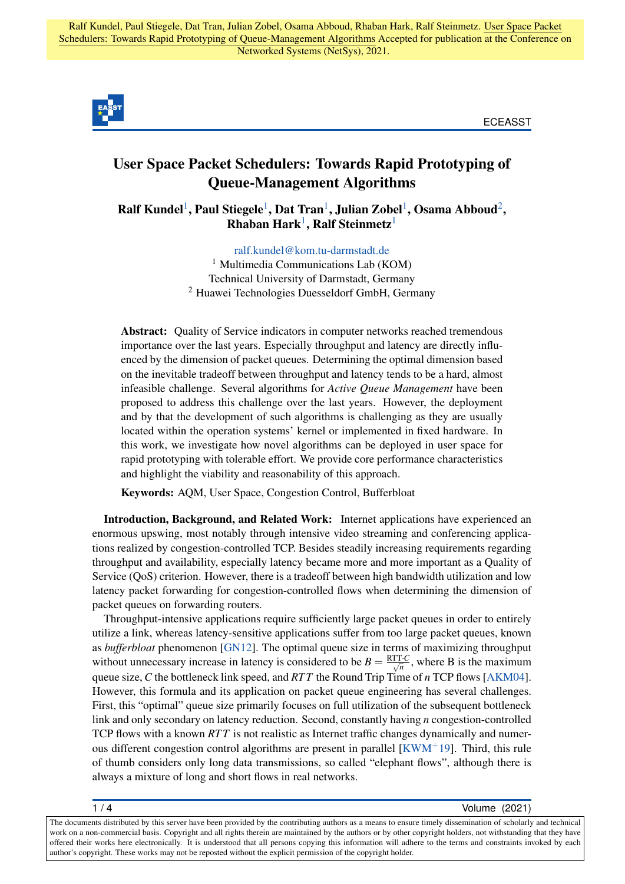Ralf Kundel, Paul Stiegele, Dat Tran, Julian Zobel, Osama Abboud, Rhaban Hark, Ralf Steinmetz. User Space Packet Schedulers: Towards Rapid Prototyping of Queue-Management Algorithms Accepted for publication at the Conference on Networked Systems (NetSys), 2021.

# User Space Packet Schedulers: Towards Rapid Prototyping of Queue-Management Algorithms

**Ralf Kundel[1], Paul Stiegele[1], Dat Tran[1], Julian Zobel[1], Osama Abboud[2], Rhaban Hark[1], Ralf Steinmetz[1]**

ralf.kundel@kom.tu-darmstadt.de
[1] Multimedia Communications Lab (KOM)
Technical University of Darmstadt, Germany
[2] Huawei Technologies Duesseldorf GmbH, Germany

**Abstract:** Quality of Service indicators in computer networks reached tremendous importance over the last years. Especially throughput and latency are directly influenced by the dimension of packet queues. Determining the optimal dimension based on the inevitable tradeoff between throughput and latency tends to be a hard, almost infeasible challenge. Several algorithms for *Active Queue Management* have been proposed to address this challenge over the last years. However, the deployment and by that the development of such algorithms is challenging as they are usually located within the operation systems' kernel or implemented in fixed hardware. In this work, we investigate how novel algorithms can be deployed in user space for rapid prototyping with tolerable effort. We provide core performance characteristics and highlight the viability and reasonability of this approach.

**Keywords:** AQM, User Space, Congestion Control, Bufferbloat

**Introduction, Background, and Related Work:** Internet applications have experienced an enormous upswing, most notably through intensive video streaming and conferencing applications realized by congestion-controlled TCP. Besides steadily increasing requirements regarding throughput and availability, especially latency became more and more important as a Quality of Service (QoS) criterion. However, there is a tradeoff between high bandwidth utilization and low latency packet forwarding for congestion-controlled flows when determining the dimension of packet queues on forwarding routers.

Throughput-intensive applications require sufficiently large packet queues in order to entirely utilize a link, whereas latency-sensitive applications suffer from too large packet queues, known as *bufferbloat* phenomenon [GN12]. The optimal queue size in terms of maximizing throughput without unnecessary increase in latency is considered to be $B = \frac{\mathrm{RTT} \cdot C}{\sqrt{n}}$, where B is the maximum queue size, $C$ the bottleneck link speed, and $RTT$ the Round Trip Time of $n$ TCP flows [AKM04]. However, this formula and its application on packet queue engineering has several challenges. First, this "optimal" queue size primarily focuses on full utilization of the subsequent bottleneck link and only secondary on latency reduction. Second, constantly having $n$ congestion-controlled TCP flows with a known $RTT$ is not realistic as Internet traffic changes dynamically and numerous different congestion control algorithms are present in parallel [KWM+19]. Third, this rule of thumb considers only long data transmissions, so called "elephant flows", although there is always a mixture of long and short flows in real networks.

The documents distributed by this server have been provided by the contributing authors as a means to ensure timely dissemination of scholarly and technical work on a non-commercial basis. Copyright and all rights therein are maintained by the authors or by other copyright holders, not withstanding that they have offered their works here electronically. It is understood that all persons copying this information will adhere to the terms and constraints invoked by each author's copyright. These works may not be reposted without the explicit permission of the copyright holder.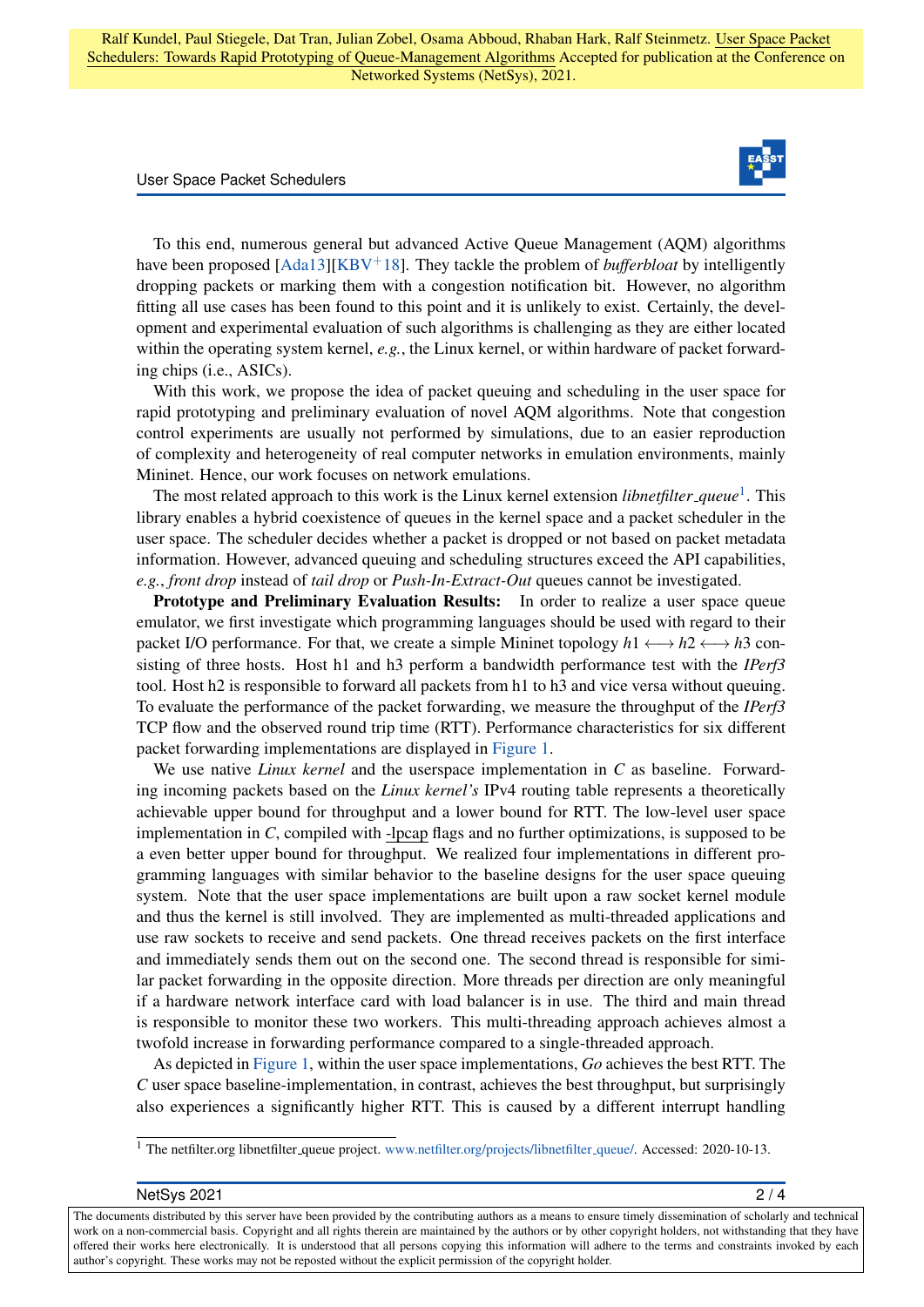To this end, numerous general but advanced Active Queue Management (AQM) algorithms have been proposed [Ada13][KBV+18]. They tackle the problem of *bufferbloat* by intelligently dropping packets or marking them with a congestion notification bit. However, no algorithm fitting all use cases has been found to this point and it is unlikely to exist. Certainly, the development and experimental evaluation of such algorithms is challenging as they are either located within the operating system kernel, *e.g.*, the Linux kernel, or within hardware of packet forwarding chips (i.e., ASICs).

With this work, we propose the idea of packet queuing and scheduling in the user space for rapid prototyping and preliminary evaluation of novel AQM algorithms. Note that congestion control experiments are usually not performed by simulations, due to an easier reproduction of complexity and heterogeneity of real computer networks in emulation environments, mainly Mininet. Hence, our work focuses on network emulations.

The most related approach to this work is the Linux kernel extension *libnetfilter_queue*[1]. This library enables a hybrid coexistence of queues in the kernel space and a packet scheduler in the user space. The scheduler decides whether a packet is dropped or not based on packet metadata information. However, advanced queuing and scheduling structures exceed the API capabilities, *e.g.*, *front drop* instead of *tail drop* or *Push-In-Extract-Out* queues cannot be investigated.

**Prototype and Preliminary Evaluation Results:** In order to realize a user space queue emulator, we first investigate which programming languages should be used with regard to their packet I/O performance. For that, we create a simple Mininet topology $h1 \longleftrightarrow h2 \longleftrightarrow h3$ consisting of three hosts. Host h1 and h3 perform a bandwidth performance test with the *IPerf3* tool. Host h2 is responsible to forward all packets from h1 to h3 and vice versa without queuing. To evaluate the performance of the packet forwarding, we measure the throughput of the *IPerf3* TCP flow and the observed round trip time (RTT). Performance characteristics for six different packet forwarding implementations are displayed in Figure 1.

We use native *Linux kernel* and the userspace implementation in *C* as baseline. Forwarding incoming packets based on the *Linux kernel's* IPv4 routing table represents a theoretically achievable upper bound for throughput and a lower bound for RTT. The low-level user space implementation in *C*, compiled with -lpcap flags and no further optimizations, is supposed to be a even better upper bound for throughput. We realized four implementations in different programming languages with similar behavior to the baseline designs for the user space queuing system. Note that the user space implementations are built upon a raw socket kernel module and thus the kernel is still involved. They are implemented as multi-threaded applications and use raw sockets to receive and send packets. One thread receives packets on the first interface and immediately sends them out on the second one. The second thread is responsible for similar packet forwarding in the opposite direction. More threads per direction are only meaningful if a hardware network interface card with load balancer is in use. The third and main thread is responsible to monitor these two workers. This multi-threading approach achieves almost a twofold increase in forwarding performance compared to a single-threaded approach.

As depicted in Figure 1, within the user space implementations, *Go* achieves the best RTT. The *C* user space baseline-implementation, in contrast, achieves the best throughput, but surprisingly also experiences a significantly higher RTT. This is caused by a different interrupt handling

[1] The netfilter.org libnetfilter_queue project. www.netfilter.org/projects/libnetfilter_queue/. Accessed: 2020-10-13.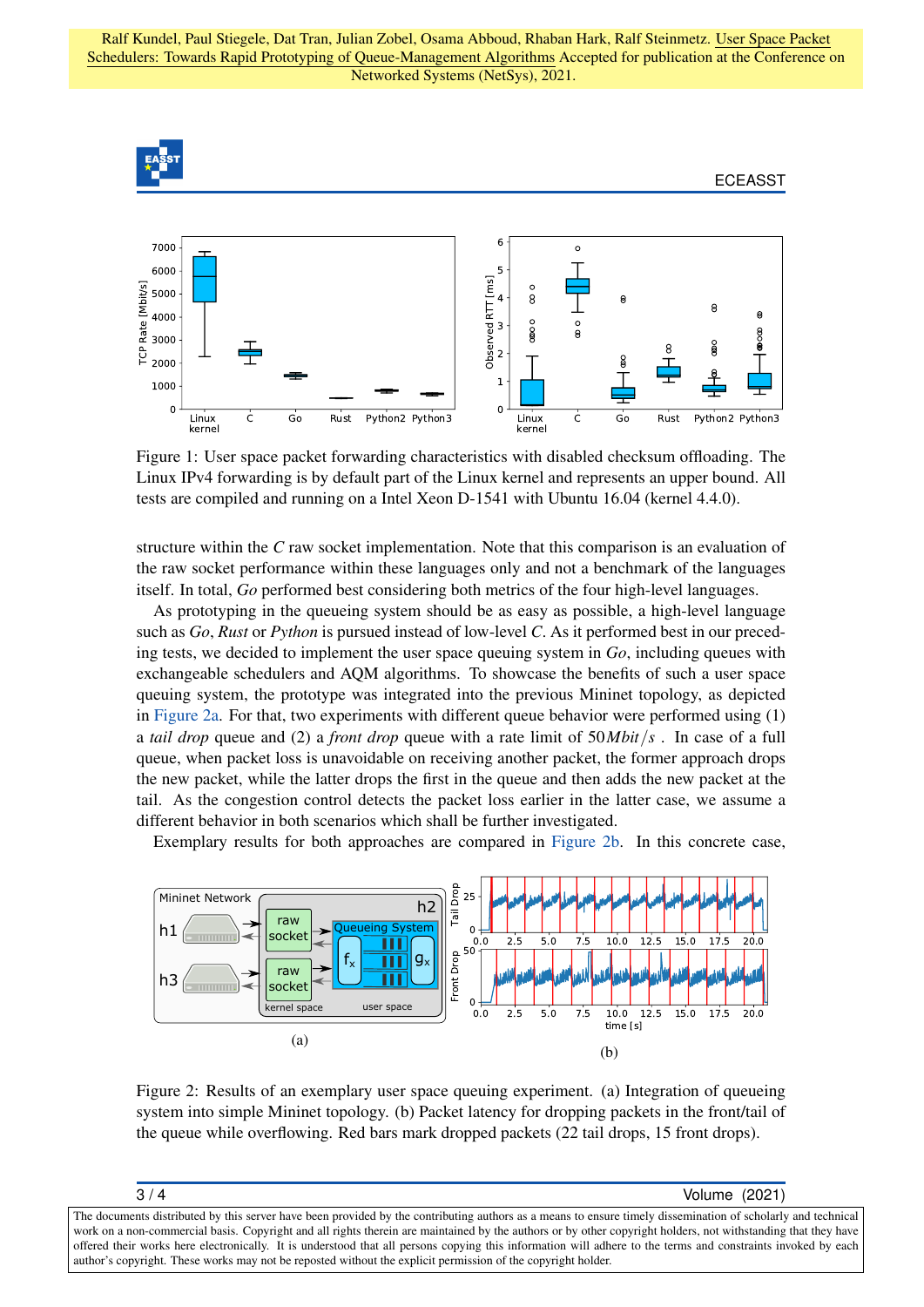Figure 1: User space packet forwarding characteristics with disabled checksum offloading. The Linux IPv4 forwarding is by default part of the Linux kernel and represents an upper bound. All tests are compiled and running on a Intel Xeon D-1541 with Ubuntu 16.04 (kernel 4.4.0).

structure within the *C* raw socket implementation. Note that this comparison is an evaluation of the raw socket performance within these languages only and not a benchmark of the languages itself. In total, *Go* performed best considering both metrics of the four high-level languages.

As prototyping in the queueing system should be as easy as possible, a high-level language such as *Go*, *Rust* or *Python* is pursued instead of low-level *C*. As it performed best in our preceding tests, we decided to implement the user space queuing system in *Go*, including queues with exchangeable schedulers and AQM algorithms. To showcase the benefits of such a user space queuing system, the prototype was integrated into the previous Mininet topology, as depicted in Figure 2a. For that, two experiments with different queue behavior were performed using (1) a *tail drop* queue and (2) a *front drop* queue with a rate limit of $50 Mbit/s$. In case of a full queue, when packet loss is unavoidable on receiving another packet, the former approach drops the new packet, while the latter drops the first in the queue and then adds the new packet at the tail. As the congestion control detects the packet loss earlier in the latter case, we assume a different behavior in both scenarios which shall be further investigated.

Exemplary results for both approaches are compared in Figure 2b. In this concrete case,

(a)

(b)

Figure 2: Results of an exemplary user space queuing experiment. (a) Integration of queueing system into simple Mininet topology. (b) Packet latency for dropping packets in the front/tail of the queue while overflowing. Red bars mark dropped packets (22 tail drops, 15 front drops).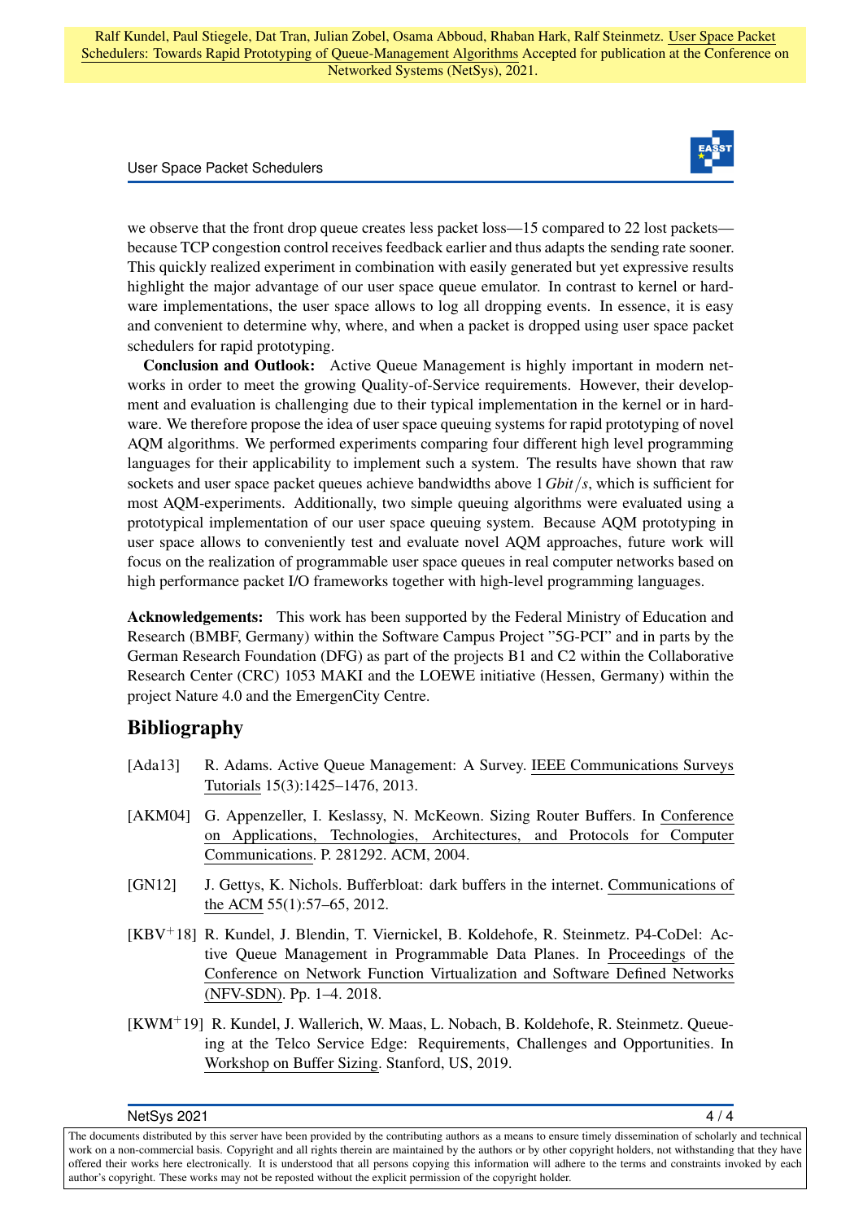we observe that the front drop queue creates less packet loss—15 compared to 22 lost packets—because TCP congestion control receives feedback earlier and thus adapts the sending rate sooner. This quickly realized experiment in combination with easily generated but yet expressive results highlight the major advantage of our user space queue emulator. In contrast to kernel or hardware implementations, the user space allows to log all dropping events. In essence, it is easy and convenient to determine why, where, and when a packet is dropped using user space packet schedulers for rapid prototyping.

**Conclusion and Outlook:** Active Queue Management is highly important in modern networks in order to meet the growing Quality-of-Service requirements. However, their development and evaluation is challenging due to their typical implementation in the kernel or in hardware. We therefore propose the idea of user space queuing systems for rapid prototyping of novel AQM algorithms. We performed experiments comparing four different high level programming languages for their applicability to implement such a system. The results have shown that raw sockets and user space packet queues achieve bandwidths above $1\,Gbit/s$, which is sufficient for most AQM-experiments. Additionally, two simple queuing algorithms were evaluated using a prototypical implementation of our user space queuing system. Because AQM prototyping in user space allows to conveniently test and evaluate novel AQM approaches, future work will focus on the realization of programmable user space queues in real computer networks based on high performance packet I/O frameworks together with high-level programming languages.

**Acknowledgements:** This work has been supported by the Federal Ministry of Education and Research (BMBF, Germany) within the Software Campus Project "5G-PCI" and in parts by the German Research Foundation (DFG) as part of the projects B1 and C2 within the Collaborative Research Center (CRC) 1053 MAKI and the LOEWE initiative (Hessen, Germany) within the project Nature 4.0 and the EmergenCity Centre.

## Bibliography

[Ada13] R. Adams. Active Queue Management: A Survey. IEEE Communications Surveys Tutorials 15(3):1425–1476, 2013.

[AKM04] G. Appenzeller, I. Keslassy, N. McKeown. Sizing Router Buffers. In Conference on Applications, Technologies, Architectures, and Protocols for Computer Communications. P. 281292. ACM, 2004.

[GN12] J. Gettys, K. Nichols. Bufferbloat: dark buffers in the internet. Communications of the ACM 55(1):57–65, 2012.

[KBV+18] R. Kundel, J. Blendin, T. Viernickel, B. Koldehofe, R. Steinmetz. P4-CoDel: Active Queue Management in Programmable Data Planes. In Proceedings of the Conference on Network Function Virtualization and Software Defined Networks (NFV-SDN). Pp. 1–4. 2018.

[KWM+19] R. Kundel, J. Wallerich, W. Maas, L. Nobach, B. Koldehofe, R. Steinmetz. Queueing at the Telco Service Edge: Requirements, Challenges and Opportunities. In Workshop on Buffer Sizing. Stanford, US, 2019.